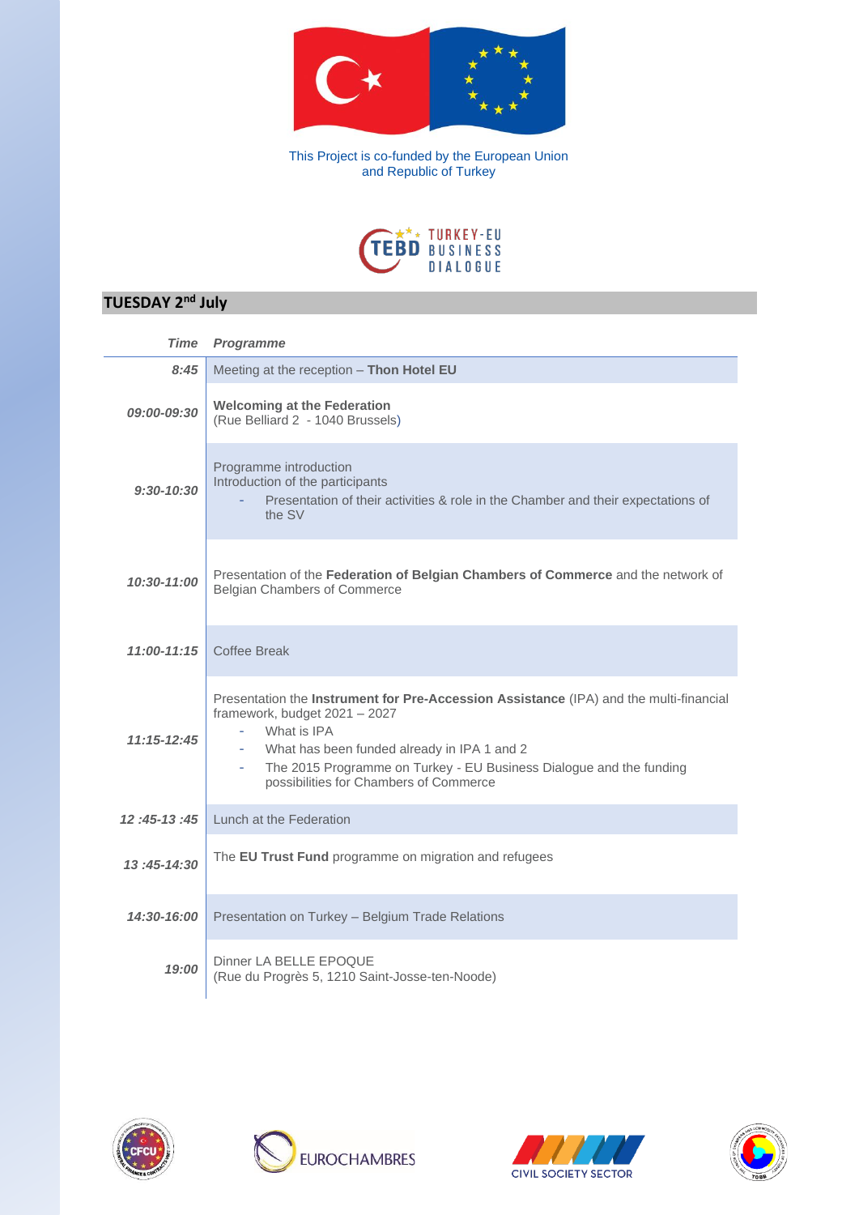This Project is co-funded by the European Union and Republic of Turkey

TEBD TURKEY-EU BUSINESS DIALOGUE

## TUESDAY 2nd July

| Time | Programme |
|---|---|
| 8:45 | Meeting at the reception – **Thon Hotel EU** |
| 09:00-09:30 | **Welcoming at the Federation**<br>(Rue Belliard 2 - 1040 Brussels) |
| 9:30-10:30 | Programme introduction<br>Introduction of the participants<br>- Presentation of their activities & role in the Chamber and their expectations of the SV |
| 10:30-11:00 | Presentation of the **Federation of Belgian Chambers of Commerce** and the network of Belgian Chambers of Commerce |
| 11:00-11:15 | Coffee Break |
| 11:15-12:45 | Presentation the **Instrument for Pre-Accession Assistance** (IPA) and the multi-financial framework, budget 2021 – 2027<br>- What is IPA<br>- What has been funded already in IPA 1 and 2<br>- The 2015 Programme on Turkey - EU Business Dialogue and the funding possibilities for Chambers of Commerce |
| 12 :45-13 :45 | Lunch at the Federation |
| 13 :45-14:30 | The **EU Trust Fund** programme on migration and refugees |
| 14:30-16:00 | Presentation on Turkey – Belgium Trade Relations |
| 19:00 | Dinner LA BELLE EPOQUE<br>(Rue du Progrès 5, 1210 Saint-Josse-ten-Noode) |

CFCU | EUROCHAMBRES | CIVIL SOCIETY SECTOR | TOBB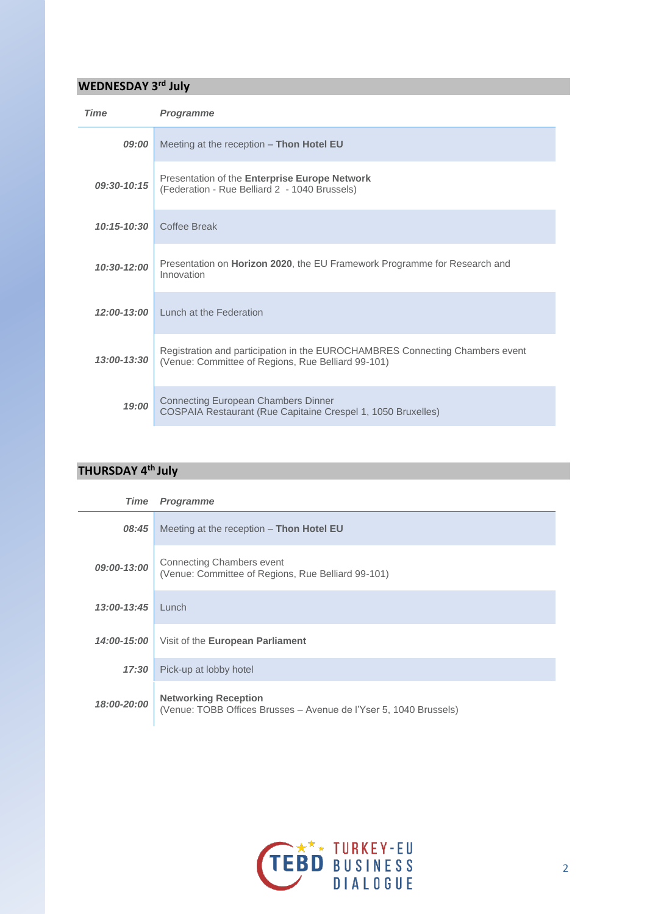## WEDNESDAY 3rd July

| *Time* | *Programme* |
| --- | --- |
| *09:00* | Meeting at the reception – **Thon Hotel EU** |
| *09:30-10:15* | Presentation of the **Enterprise Europe Network** (Federation - Rue Belliard 2 - 1040 Brussels) |
| *10:15-10:30* | Coffee Break |
| *10:30-12:00* | Presentation on **Horizon 2020**, the EU Framework Programme for Research and Innovation |
| *12:00-13:00* | Lunch at the Federation |
| *13:00-13:30* | Registration and participation in the EUROCHAMBRES Connecting Chambers event (Venue: Committee of Regions, Rue Belliard 99-101) |
| *19:00* | Connecting European Chambers Dinner COSPAIA Restaurant (Rue Capitaine Crespel 1, 1050 Bruxelles) |

## THURSDAY 4th July

| *Time* | *Programme* |
| --- | --- |
| *08:45* | Meeting at the reception – **Thon Hotel EU** |
| *09:00-13:00* | Connecting Chambers event (Venue: Committee of Regions, Rue Belliard 99-101) |
| *13:00-13:45* | Lunch |
| *14:00-15:00* | Visit of the **European Parliament** |
| *17:30* | Pick-up at lobby hotel |
| *18:00-20:00* | **Networking Reception** (Venue: TOBB Offices Brusses – Avenue de l'Yser 5, 1040 Brussels) |

TEBD TURKEY-EU BUSINESS DIALOGUE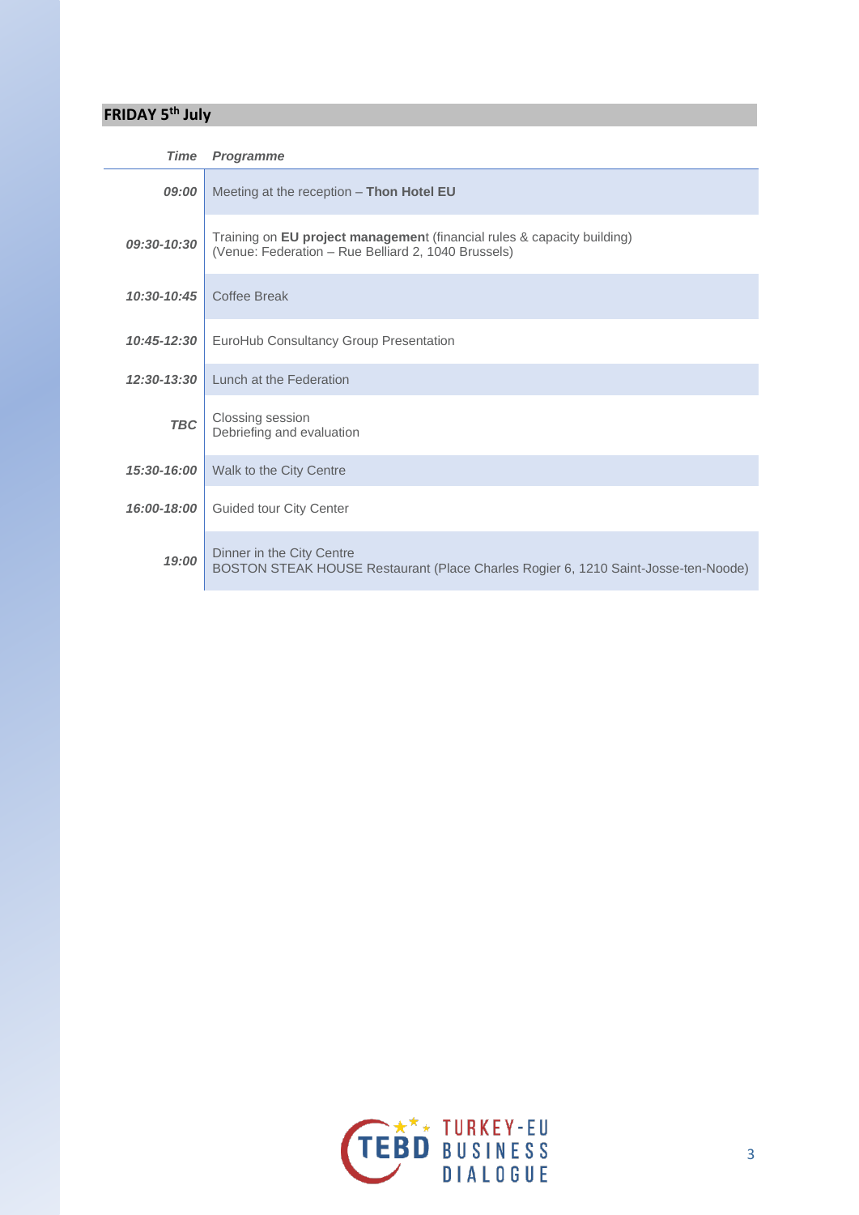## FRIDAY 5th July

| *Time* | *Programme* |
|---|---|
| *09:00* | Meeting at the reception – **Thon Hotel EU** |
| *09:30-10:30* | Training on **EU project managemen**t (financial rules & capacity building)<br>(Venue: Federation – Rue Belliard 2, 1040 Brussels) |
| *10:30-10:45* | Coffee Break |
| *10:45-12:30* | EuroHub Consultancy Group Presentation |
| *12:30-13:30* | Lunch at the Federation |
| *TBC* | Clossing session<br>Debriefing and evaluation |
| *15:30-16:00* | Walk to the City Centre |
| *16:00-18:00* | Guided tour City Center |
| *19:00* | Dinner in the City Centre<br>BOSTON STEAK HOUSE Restaurant (Place Charles Rogier 6, 1210 Saint-Josse-ten-Noode) |

TEBD TURKEY-EU BUSINESS DIALOGUE